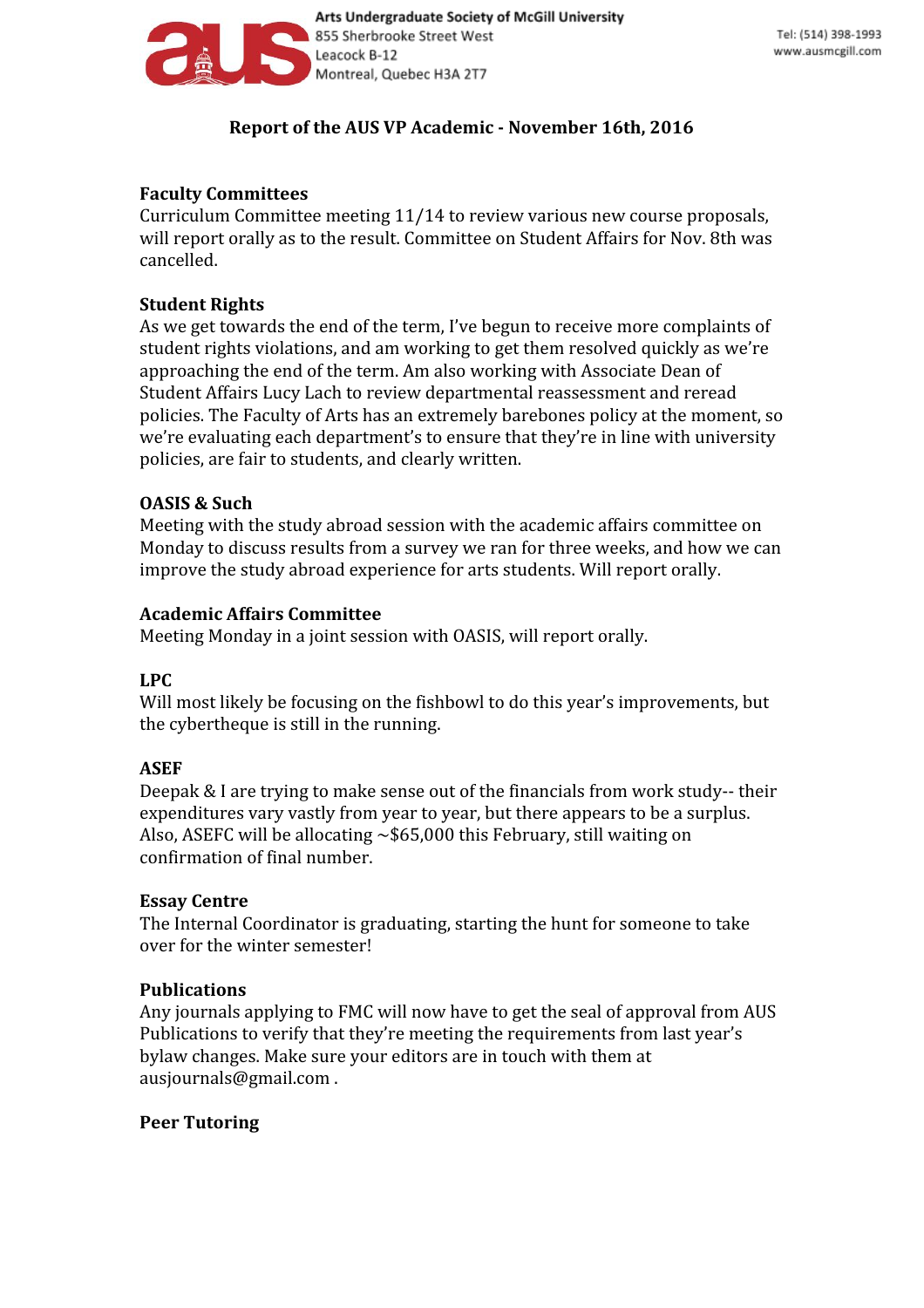Arts Undergraduate Society of McGill University
855 Sherbrooke Street West
Leacock B-12
Montreal, Quebec H3A 2T7

Tel: (514) 398-1993
www.ausmcgill.com

# Report of the AUS VP Academic - November 16th, 2016

## Faculty Committees

Curriculum Committee meeting 11/14 to review various new course proposals, will report orally as to the result. Committee on Student Affairs for Nov. 8th was cancelled.

## Student Rights

As we get towards the end of the term, I've begun to receive more complaints of student rights violations, and am working to get them resolved quickly as we're approaching the end of the term. Am also working with Associate Dean of Student Affairs Lucy Lach to review departmental reassessment and reread policies. The Faculty of Arts has an extremely barebones policy at the moment, so we're evaluating each department's to ensure that they're in line with university policies, are fair to students, and clearly written.

## OASIS & Such

Meeting with the study abroad session with the academic affairs committee on Monday to discuss results from a survey we ran for three weeks, and how we can improve the study abroad experience for arts students. Will report orally.

## Academic Affairs Committee

Meeting Monday in a joint session with OASIS, will report orally.

## LPC

Will most likely be focusing on the fishbowl to do this year's improvements, but the cybertheque is still in the running.

## ASEF

Deepak & I are trying to make sense out of the financials from work study-- their expenditures vary vastly from year to year, but there appears to be a surplus. Also, ASEFC will be allocating ~$65,000 this February, still waiting on confirmation of final number.

## Essay Centre

The Internal Coordinator is graduating, starting the hunt for someone to take over for the winter semester!

## Publications

Any journals applying to FMC will now have to get the seal of approval from AUS Publications to verify that they're meeting the requirements from last year's bylaw changes. Make sure your editors are in touch with them at ausjournals@gmail.com .

## Peer Tutoring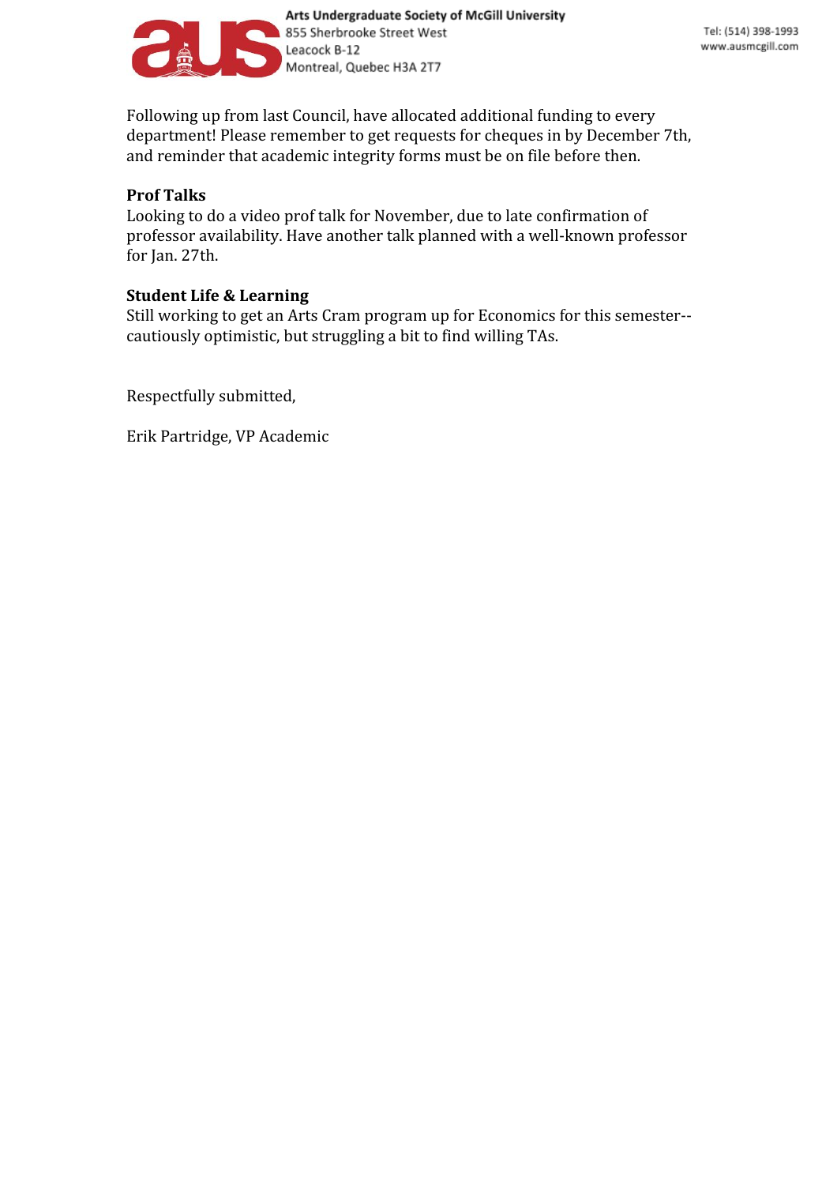Following up from last Council, have allocated additional funding to every department! Please remember to get requests for cheques in by December 7th, and reminder that academic integrity forms must be on file before then.

**Prof Talks**
Looking to do a video prof talk for November, due to late confirmation of professor availability. Have another talk planned with a well-known professor for Jan. 27th.

**Student Life & Learning**
Still working to get an Arts Cram program up for Economics for this semester--cautiously optimistic, but struggling a bit to find willing TAs.

Respectfully submitted,

Erik Partridge, VP Academic